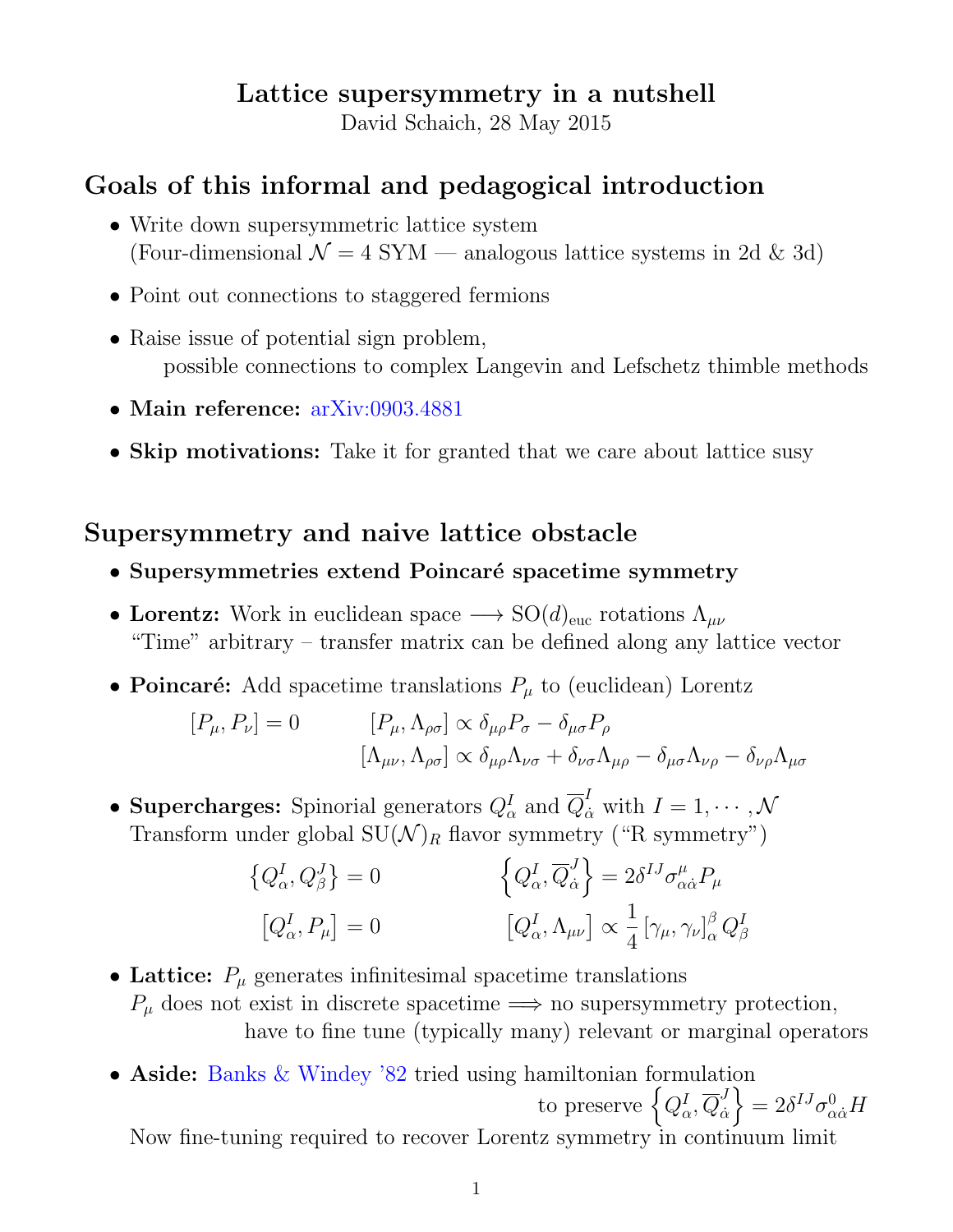# Lattice supersymmetry in a nutshell

David Schaich, 28 May 2015

## Goals of this informal and pedagogical introduction

- Write down supersymmetric lattice system
  (Four-dimensional $\mathcal{N} = 4$ SYM — analogous lattice systems in 2d & 3d)
- Point out connections to staggered fermions
- Raise issue of potential sign problem,
  possible connections to complex Langevin and Lefschetz thimble methods
- **Main reference:** arXiv:0903.4881
- **Skip motivations:** Take it for granted that we care about lattice susy

## Supersymmetry and naive lattice obstacle

- **Supersymmetries extend Poincaré spacetime symmetry**
- **Lorentz:** Work in euclidean space $\longrightarrow \mathrm{SO}(d)_{\text{euc}}$ rotations $\Lambda_{\mu\nu}$
  "Time" arbitrary – transfer matrix can be defined along any lattice vector
- **Poincaré:** Add spacetime translations $P_\mu$ to (euclidean) Lorentz

$$[P_\mu, P_\nu] = 0 \qquad [P_\mu, \Lambda_{\rho\sigma}] \propto \delta_{\mu\rho} P_\sigma - \delta_{\mu\sigma} P_\rho$$

$$[\Lambda_{\mu\nu}, \Lambda_{\rho\sigma}] \propto \delta_{\mu\rho}\Lambda_{\nu\sigma} + \delta_{\nu\sigma}\Lambda_{\mu\rho} - \delta_{\mu\sigma}\Lambda_{\nu\rho} - \delta_{\nu\rho}\Lambda_{\mu\sigma}$$

- **Supercharges:** Spinorial generators $Q_\alpha^I$ and $\overline{Q}_{\dot{\alpha}}^I$ with $I = 1, \cdots, \mathcal{N}$
  Transform under global $\mathrm{SU}(\mathcal{N})_R$ flavor symmetry ("R symmetry")

$$\left\{Q_\alpha^I, Q_\beta^J\right\} = 0 \qquad \left\{Q_\alpha^I, \overline{Q}_{\dot{\alpha}}^J\right\} = 2\delta^{IJ}\sigma^\mu_{\alpha\dot{\alpha}} P_\mu$$

$$\left[Q_\alpha^I, P_\mu\right] = 0 \qquad \left[Q_\alpha^I, \Lambda_{\mu\nu}\right] \propto \frac{1}{4}\left[\gamma_\mu, \gamma_\nu\right]_\alpha^\beta Q_\beta^I$$

- **Lattice:** $P_\mu$ generates infinitesimal spacetime translations
  $P_\mu$ does not exist in discrete spacetime $\Longrightarrow$ no supersymmetry protection,
  have to fine tune (typically many) relevant or marginal operators
- **Aside:** Banks & Windey '82 tried using hamiltonian formulation
  to preserve $\left\{Q_\alpha^I, \overline{Q}_{\dot{\alpha}}^J\right\} = 2\delta^{IJ}\sigma^0_{\alpha\dot{\alpha}} H$
  Now fine-tuning required to recover Lorentz symmetry in continuum limit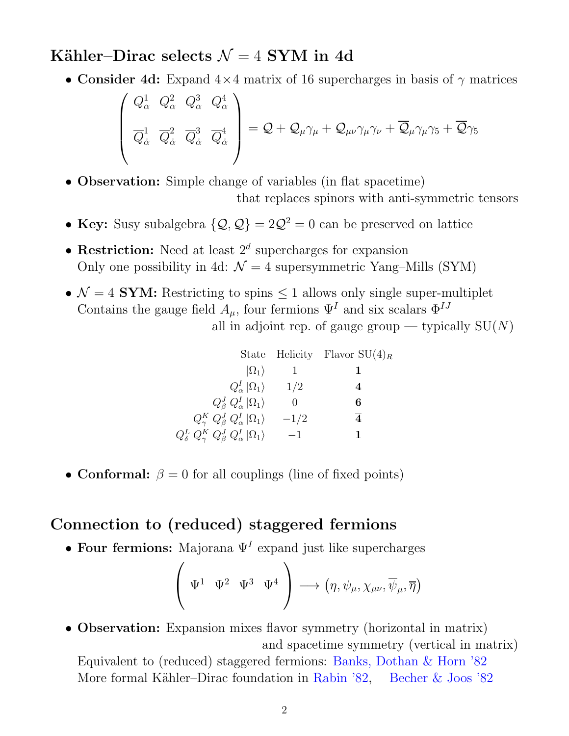## Kähler–Dirac selects $\mathcal{N} = 4$ SYM in 4d

- **Consider 4d:** Expand $4\times4$ matrix of 16 supercharges in basis of $\gamma$ matrices

$$\begin{pmatrix} Q^1_\alpha & Q^2_\alpha & Q^3_\alpha & Q^4_\alpha \\ \\ \overline{Q}^1_{\dot\alpha} & \overline{Q}^2_{\dot\alpha} & \overline{Q}^3_{\dot\alpha} & \overline{Q}^4_{\dot\alpha} \\ \\ \end{pmatrix} = \mathcal{Q} + \mathcal{Q}_\mu \gamma_\mu + \mathcal{Q}_{\mu\nu}\gamma_\mu\gamma_\nu + \overline{\mathcal{Q}}_\mu \gamma_\mu\gamma_5 + \overline{\mathcal{Q}}\gamma_5$$

- **Observation:** Simple change of variables (in flat spacetime) that replaces spinors with anti-symmetric tensors
- **Key:** Susy subalgebra $\{\mathcal{Q}, \mathcal{Q}\} = 2\mathcal{Q}^2 = 0$ can be preserved on lattice
- **Restriction:** Need at least $2^d$ supercharges for expansion
  Only one possibility in 4d: $\mathcal{N} = 4$ supersymmetric Yang–Mills (SYM)
- **$\mathcal{N} = 4$ SYM:** Restricting to spins $\leq 1$ allows only single super-multiplet
  Contains the gauge field $A_\mu$, four fermions $\Psi^I$ and six scalars $\Phi^{IJ}$
  all in adjoint rep. of gauge group — typically SU($N$)

| State | Helicity | Flavor SU(4)$_R$ |
|---|---|---|
| $\lvert\Omega_1\rangle$ | 1 | $\mathbf{1}$ |
| $Q^I_\alpha \lvert\Omega_1\rangle$ | 1/2 | $\mathbf{4}$ |
| $Q^J_\beta\, Q^I_\alpha \lvert\Omega_1\rangle$ | 0 | $\mathbf{6}$ |
| $Q^K_\gamma\, Q^J_\beta\, Q^I_\alpha \lvert\Omega_1\rangle$ | $-1/2$ | $\overline{\mathbf{4}}$ |
| $Q^L_\delta\, Q^K_\gamma\, Q^J_\beta\, Q^I_\alpha \lvert\Omega_1\rangle$ | $-1$ | $\mathbf{1}$ |

- **Conformal:** $\beta = 0$ for all couplings (line of fixed points)

## Connection to (reduced) staggered fermions

- **Four fermions:** Majorana $\Psi^I$ expand just like supercharges

$$\begin{pmatrix} \Psi^1 & \Psi^2 & \Psi^3 & \Psi^4 \end{pmatrix} \longrightarrow \left(\eta, \psi_\mu, \chi_{\mu\nu}, \overline{\psi}_\mu, \overline{\eta}\right)$$

- **Observation:** Expansion mixes flavor symmetry (horizontal in matrix) and spacetime symmetry (vertical in matrix)
  Equivalent to (reduced) staggered fermions: Banks, Dothan & Horn '82
  More formal Kähler–Dirac foundation in Rabin '82, Becher & Joos '82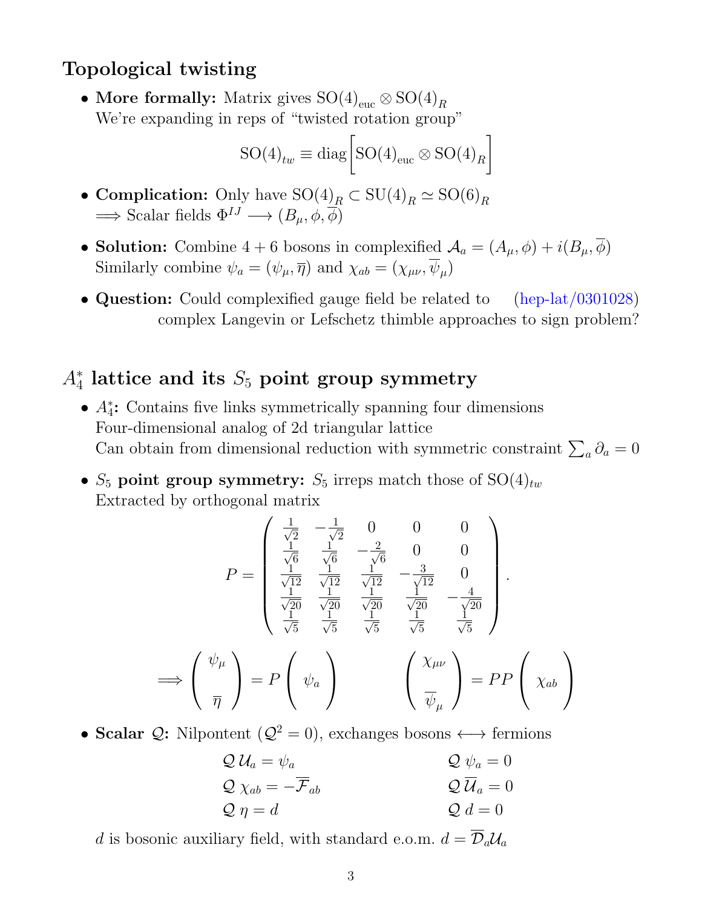## Topological twisting

- **More formally:** Matrix gives $\mathrm{SO}(4)_{\text{euc}} \otimes \mathrm{SO}(4)_R$
  We're expanding in reps of "twisted rotation group"

$$\mathrm{SO}(4)_{tw} \equiv \mathrm{diag}\left[\mathrm{SO}(4)_{\text{euc}} \otimes \mathrm{SO}(4)_R\right]$$

- **Complication:** Only have $\mathrm{SO}(4)_R \subset \mathrm{SU}(4)_R \simeq \mathrm{SO}(6)_R$
  $\Longrightarrow$ Scalar fields $\Phi^{IJ} \longrightarrow (B_\mu, \phi, \overline{\phi})$

- **Solution:** Combine $4 + 6$ bosons in complexified $\mathcal{A}_a = (A_\mu, \phi) + i(B_\mu, \overline{\phi})$
  Similarly combine $\psi_a = (\psi_\mu, \overline{\eta})$ and $\chi_{ab} = (\chi_{\mu\nu}, \overline{\psi}_\mu)$

- **Question:** Could complexified gauge field be related to (hep-lat/0301028)
  complex Langevin or Lefschetz thimble approaches to sign problem?

## $A_4^*$ lattice and its $S_5$ point group symmetry

- **$A_4^*$:** Contains five links symmetrically spanning four dimensions
  Four-dimensional analog of 2d triangular lattice
  Can obtain from dimensional reduction with symmetric constraint $\sum_a \partial_a = 0$

- **$S_5$ point group symmetry:** $S_5$ irreps match those of $\mathrm{SO}(4)_{tw}$
  Extracted by orthogonal matrix

$$P = \begin{pmatrix} \frac{1}{\sqrt{2}} & -\frac{1}{\sqrt{2}} & 0 & 0 & 0 \\ \frac{1}{\sqrt{6}} & \frac{1}{\sqrt{6}} & -\frac{2}{\sqrt{6}} & 0 & 0 \\ \frac{1}{\sqrt{12}} & \frac{1}{\sqrt{12}} & \frac{1}{\sqrt{12}} & -\frac{3}{\sqrt{12}} & 0 \\ \frac{1}{\sqrt{20}} & \frac{1}{\sqrt{20}} & \frac{1}{\sqrt{20}} & \frac{1}{\sqrt{20}} & -\frac{4}{\sqrt{20}} \\ \frac{1}{\sqrt{5}} & \frac{1}{\sqrt{5}} & \frac{1}{\sqrt{5}} & \frac{1}{\sqrt{5}} & \frac{1}{\sqrt{5}} \end{pmatrix}.$$

$$\Longrightarrow \begin{pmatrix} \psi_\mu \\ \\ \overline{\eta} \end{pmatrix} = P \begin{pmatrix} \psi_a \end{pmatrix} \qquad \begin{pmatrix} \chi_{\mu\nu} \\ \\ \overline{\psi}_\mu \end{pmatrix} = PP \begin{pmatrix} \chi_{ab} \end{pmatrix}$$

- **Scalar $\mathcal{Q}$:** Nilpontent ($\mathcal{Q}^2 = 0$), exchanges bosons $\longleftrightarrow$ fermions

$$\begin{aligned} &\mathcal{Q}\, \mathcal{U}_a = \psi_a & &\mathcal{Q}\, \psi_a = 0 \\ &\mathcal{Q}\, \chi_{ab} = -\overline{\mathcal{F}}_{ab} & &\mathcal{Q}\, \overline{\mathcal{U}}_a = 0 \\ &\mathcal{Q}\, \eta = d & &\mathcal{Q}\, d = 0 \end{aligned}$$

  $d$ is bosonic auxiliary field, with standard e.o.m. $d = \overline{\mathcal{D}}_a \mathcal{U}_a$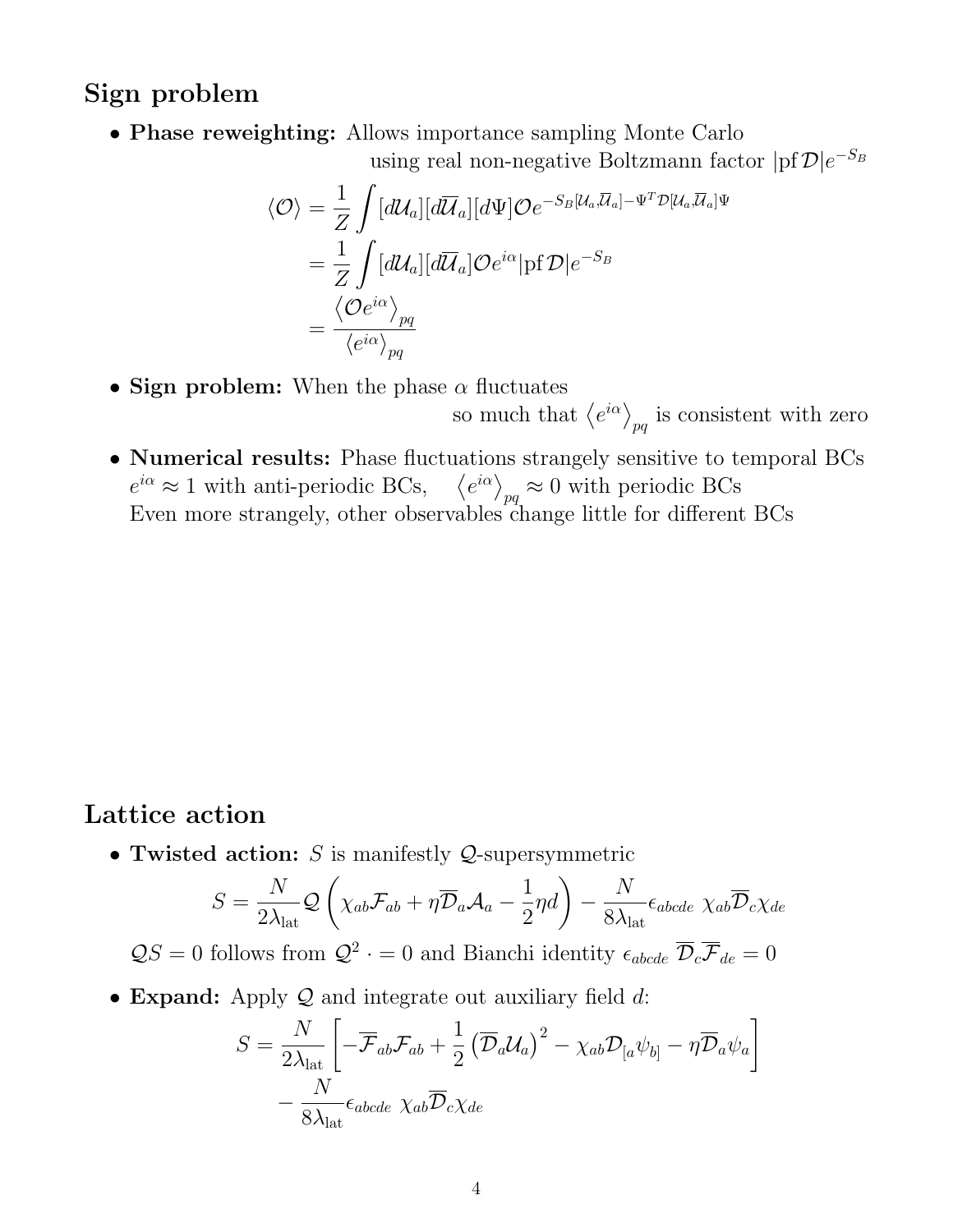## Sign problem

- **Phase reweighting:** Allows importance sampling Monte Carlo using real non-negative Boltzmann factor $|\text{pf}\,\mathcal{D}|e^{-S_B}$

$$
\begin{aligned}
\langle \mathcal{O} \rangle &= \frac{1}{Z}\int [d\mathcal{U}_a][d\overline{\mathcal{U}}_a][d\Psi]\mathcal{O}e^{-S_B[\mathcal{U}_a,\overline{\mathcal{U}}_a]-\Psi^T\mathcal{D}[\mathcal{U}_a,\overline{\mathcal{U}}_a]\Psi} \\
&= \frac{1}{Z}\int [d\mathcal{U}_a][d\overline{\mathcal{U}}_a]\mathcal{O}e^{i\alpha}|\text{pf}\,\mathcal{D}|e^{-S_B} \\
&= \frac{\left\langle \mathcal{O}e^{i\alpha}\right\rangle_{pq}}{\left\langle e^{i\alpha}\right\rangle_{pq}}
\end{aligned}
$$

- **Sign problem:** When the phase $\alpha$ fluctuates so much that $\left\langle e^{i\alpha}\right\rangle_{pq}$ is consistent with zero

- **Numerical results:** Phase fluctuations strangely sensitive to temporal BCs
  $e^{i\alpha} \approx 1$ with anti-periodic BCs, $\quad \left\langle e^{i\alpha}\right\rangle_{pq} \approx 0$ with periodic BCs
  Even more strangely, other observables change little for different BCs

## Lattice action

- **Twisted action:** $S$ is manifestly $\mathcal{Q}$-supersymmetric

$$
S = \frac{N}{2\lambda_{\text{lat}}}\mathcal{Q}\left(\chi_{ab}\mathcal{F}_{ab} + \eta\overline{\mathcal{D}}_a\mathcal{A}_a - \frac{1}{2}\eta d\right) - \frac{N}{8\lambda_{\text{lat}}}\epsilon_{abcde}\ \chi_{ab}\overline{\mathcal{D}}_c\chi_{de}
$$

  $\mathcal{Q}S = 0$ follows from $\mathcal{Q}^2 \cdot = 0$ and Bianchi identity $\epsilon_{abcde}\ \overline{\mathcal{D}}_c\overline{\mathcal{F}}_{de} = 0$

- **Expand:** Apply $\mathcal{Q}$ and integrate out auxiliary field $d$:

$$
\begin{aligned}
S = &\frac{N}{2\lambda_{\text{lat}}}\left[-\overline{\mathcal{F}}_{ab}\mathcal{F}_{ab} + \frac{1}{2}\left(\overline{\mathcal{D}}_a\mathcal{U}_a\right)^2 - \chi_{ab}\mathcal{D}_{[a}\psi_{b]} - \eta\overline{\mathcal{D}}_a\psi_a\right] \\
&- \frac{N}{8\lambda_{\text{lat}}}\epsilon_{abcde}\ \chi_{ab}\overline{\mathcal{D}}_c\chi_{de}
\end{aligned}
$$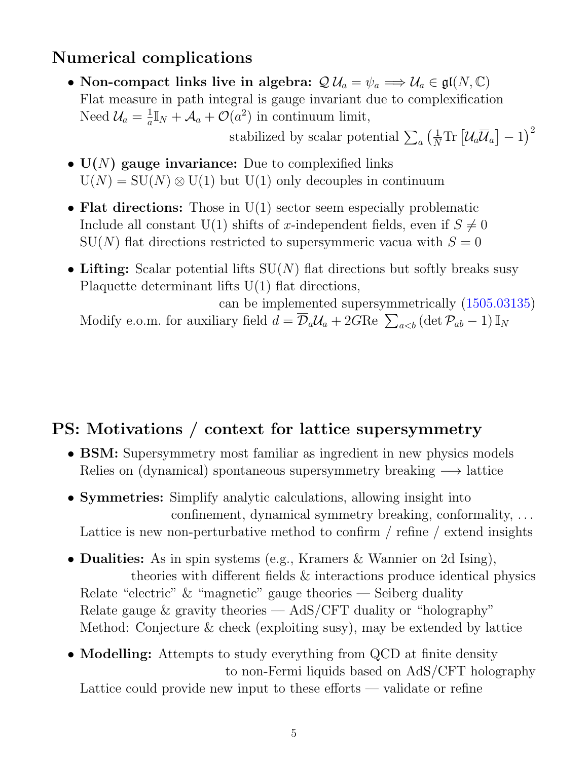## Numerical complications

- **Non-compact links live in algebra:** $\mathcal{Q}\,\mathcal{U}_a = \psi_a \Longrightarrow \mathcal{U}_a \in \mathfrak{gl}(N, \mathbb{C})$
  Flat measure in path integral is gauge invariant due to complexification
  Need $\mathcal{U}_a = \frac{1}{a}\mathbb{I}_N + \mathcal{A}_a + \mathcal{O}(a^2)$ in continuum limit,
  stabilized by scalar potential $\sum_a \left(\frac{1}{N}\text{Tr}\left[\mathcal{U}_a\overline{\mathcal{U}}_a\right] - 1\right)^2$

- **U($N$) gauge invariance:** Due to complexified links
  $\text{U}(N) = \text{SU}(N) \otimes \text{U}(1)$ but U(1) only decouples in continuum

- **Flat directions:** Those in U(1) sector seem especially problematic
  Include all constant U(1) shifts of $x$-independent fields, even if $S \neq 0$
  SU($N$) flat directions restricted to supersymmeric vacua with $S = 0$

- **Lifting:** Scalar potential lifts SU($N$) flat directions but softly breaks susy
  Plaquette determinant lifts U(1) flat directions,
  can be implemented supersymmetrically (1505.03135)
  Modify e.o.m. for auxiliary field $d = \overline{\mathcal{D}}_a\mathcal{U}_a + 2G\text{Re}\,\sum_{a<b}\left(\det\mathcal{P}_{ab} - 1\right)\mathbb{I}_N$

## PS: Motivations / context for lattice supersymmetry

- **BSM:** Supersymmetry most familiar as ingredient in new physics models
  Relies on (dynamical) spontaneous supersymmetry breaking $\longrightarrow$ lattice

- **Symmetries:** Simplify analytic calculations, allowing insight into
  confinement, dynamical symmetry breaking, conformality, …
  Lattice is new non-perturbative method to confirm / refine / extend insights

- **Dualities:** As in spin systems (e.g., Kramers & Wannier on 2d Ising),
  theories with different fields & interactions produce identical physics
  Relate "electric" & "magnetic" gauge theories — Seiberg duality
  Relate gauge & gravity theories — AdS/CFT duality or "holography"
  Method: Conjecture & check (exploiting susy), may be extended by lattice

- **Modelling:** Attempts to study everything from QCD at finite density
  to non-Fermi liquids based on AdS/CFT holography
  Lattice could provide new input to these efforts — validate or refine